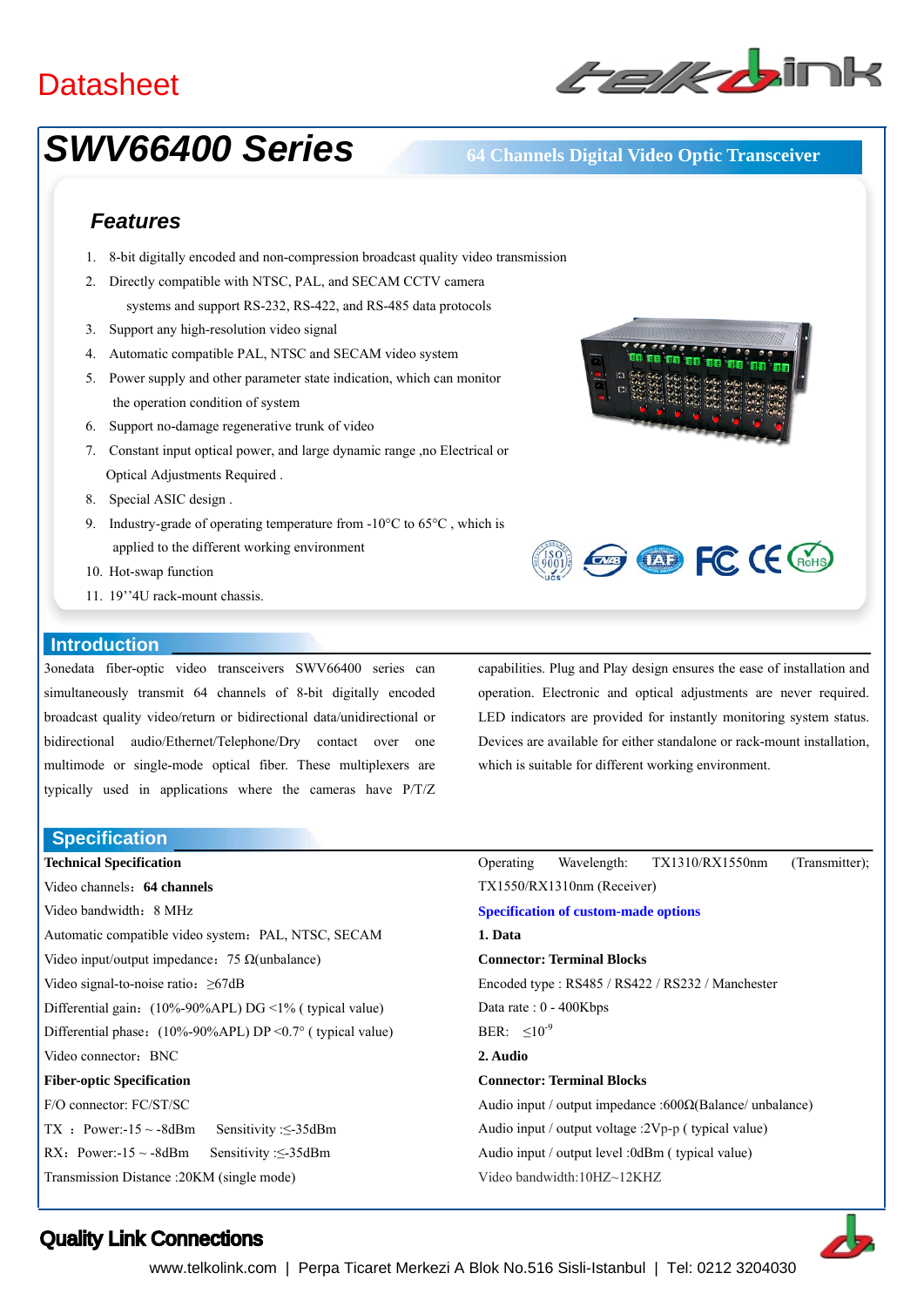Datasheet

# SWV66400 Series

**64 Channels Digital Video Optic Transceiver**

## Features

1. 8-bit digitally encoded and non-compression broadcast quality video transmission
2. Directly compatible with NTSC, PAL, and SECAM CCTV camera systems and support RS-232, RS-422, and RS-485 data protocols
3. Support any high-resolution video signal
4. Automatic compatible PAL, NTSC and SECAM video system
5. Power supply and other parameter state indication, which can monitor the operation condition of system
6. Support no-damage regenerative trunk of video
7. Constant input optical power, and large dynamic range ,no Electrical or Optical Adjustments Required .
8. Special ASIC design .
9. Industry-grade of operating temperature from -10°C to 65°C , which is applied to the different working environment
10. Hot-swap function
11. 19''4U rack-mount chassis.

## Introduction

3onedata fiber-optic video transceivers SWV66400 series can simultaneously transmit 64 channels of 8-bit digitally encoded broadcast quality video/return or bidirectional data/unidirectional or bidirectional audio/Ethernet/Telephone/Dry contact over one multimode or single-mode optical fiber. These multiplexers are typically used in applications where the cameras have P/T/Z capabilities. Plug and Play design ensures the ease of installation and operation. Electronic and optical adjustments are never required. LED indicators are provided for instantly monitoring system status. Devices are available for either standalone or rack-mount installation, which is suitable for different working environment.

## Specification

**Technical Specification**

Video channels：**64 channels**

Video bandwidth：8 MHz

Automatic compatible video system：PAL, NTSC, SECAM

Video input/output impedance：75 Ω(unbalance)

Video signal-to-noise ratio：≥67dB

Differential gain：(10%-90%APL) DG <1% ( typical value)

Differential phase：(10%-90%APL) DP <0.7° ( typical value)

Video connector：BNC

**Fiber-optic Specification**

F/O connector: FC/ST/SC

TX ：Power:-15 ~ -8dBm Sensitivity :≤-35dBm

RX：Power:-15 ~ -8dBm Sensitivity :≤-35dBm

Transmission Distance :20KM (single mode)

Operating Wavelength: TX1310/RX1550nm (Transmitter); TX1550/RX1310nm (Receiver)

**Specification of custom-made options**

**1. Data**

**Connector: Terminal Blocks**

Encoded type : RS485 / RS422 / RS232 / Manchester

Data rate : 0 - 400Kbps

BER: $\leq 10^{-9}$

**2. Audio**

**Connector: Terminal Blocks**

Audio input / output impedance :600Ω(Balance/ unbalance)

Audio input / output voltage :2Vp-p ( typical value)

Audio input / output level :0dBm ( typical value)

Video bandwidth:10HZ~12KHZ

Quality Link Connections

www.telkolink.com | Perpa Ticaret Merkezi A Blok No.516 Sisli-Istanbul | Tel: 0212 3204030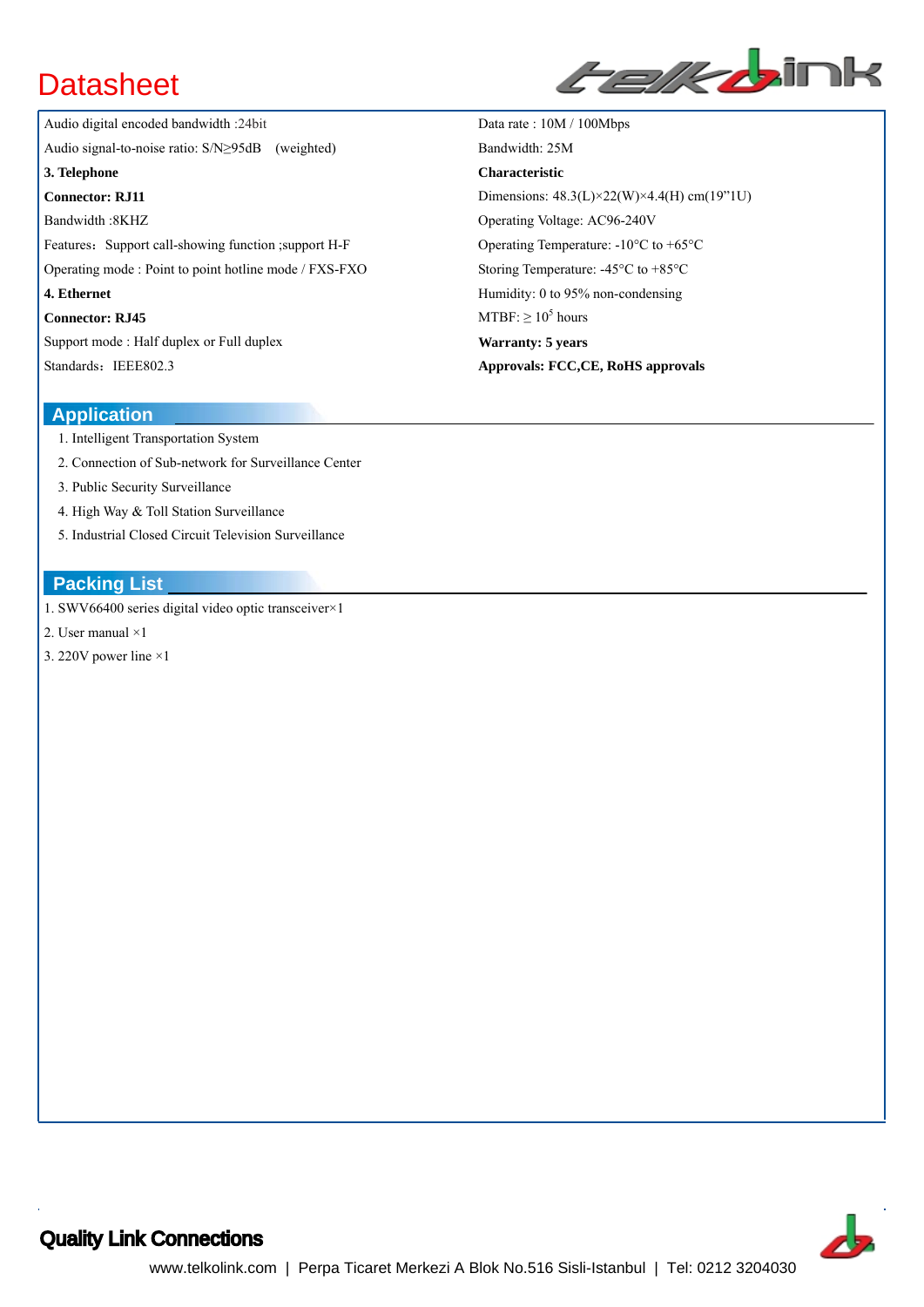Audio digital encoded bandwidth :24bit

Audio signal-to-noise ratio: S/N≥95dB (weighted)

**3. Telephone**

**Connector: RJ11**

Bandwidth :8KHZ

Features：Support call-showing function ;support H-F

Operating mode : Point to point hotline mode / FXS-FXO

**4. Ethernet**

**Connector: RJ45**

Support mode : Half duplex or Full duplex

Standards：IEEE802.3

Data rate : 10M / 100Mbps

Bandwidth: 25M

**Characteristic**

Dimensions: 48.3(L)×22(W)×4.4(H) cm(19"1U)

Operating Voltage: AC96-240V

Operating Temperature: -10°C to +65°C

Storing Temperature: -45°C to +85°C

Humidity: 0 to 95% non-condensing

MTBF: ≥ $10^5$ hours

**Warranty: 5 years**

**Approvals: FCC,CE, RoHS approvals**

## Application

1. Intelligent Transportation System
2. Connection of Sub-network for Surveillance Center
3. Public Security Surveillance
4. High Way & Toll Station Surveillance
5. Industrial Closed Circuit Television Surveillance

## Packing List

1. SWV66400 series digital video optic transceiver×1
2. User manual ×1
3. 220V power line ×1